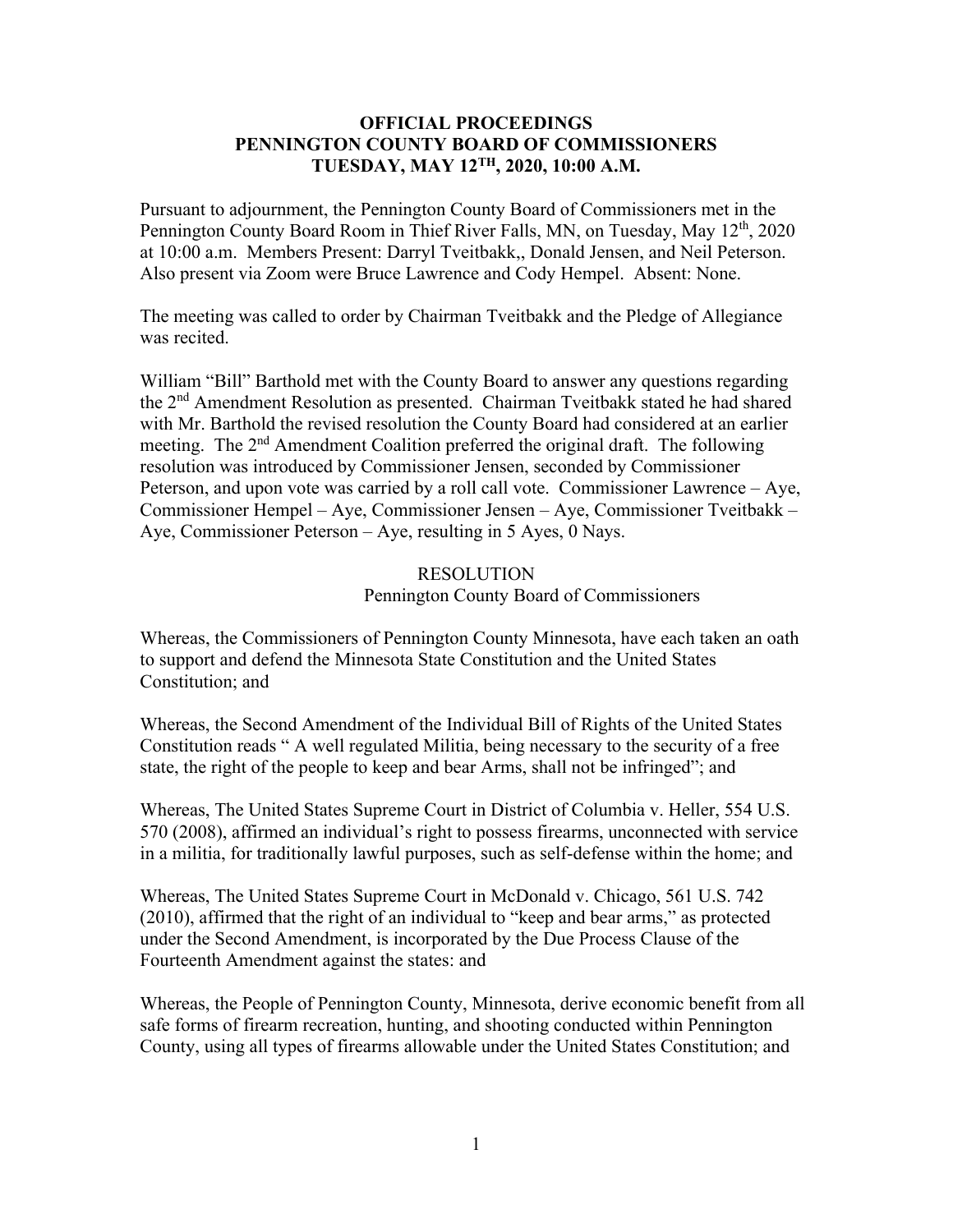**OFFICIAL PROCEEDINGS**
**PENNINGTON COUNTY BOARD OF COMMISSIONERS**
**TUESDAY, MAY 12TH, 2020, 10:00 A.M.**

Pursuant to adjournment, the Pennington County Board of Commissioners met in the Pennington County Board Room in Thief River Falls, MN, on Tuesday, May 12th, 2020 at 10:00 a.m. Members Present: Darryl Tveitbakk,, Donald Jensen, and Neil Peterson. Also present via Zoom were Bruce Lawrence and Cody Hempel. Absent: None.

The meeting was called to order by Chairman Tveitbakk and the Pledge of Allegiance was recited.

William "Bill" Barthold met with the County Board to answer any questions regarding the 2nd Amendment Resolution as presented. Chairman Tveitbakk stated he had shared with Mr. Barthold the revised resolution the County Board had considered at an earlier meeting. The 2nd Amendment Coalition preferred the original draft. The following resolution was introduced by Commissioner Jensen, seconded by Commissioner Peterson, and upon vote was carried by a roll call vote. Commissioner Lawrence – Aye, Commissioner Hempel – Aye, Commissioner Jensen – Aye, Commissioner Tveitbakk – Aye, Commissioner Peterson – Aye, resulting in 5 Ayes, 0 Nays.

RESOLUTION
Pennington County Board of Commissioners

Whereas, the Commissioners of Pennington County Minnesota, have each taken an oath to support and defend the Minnesota State Constitution and the United States Constitution; and

Whereas, the Second Amendment of the Individual Bill of Rights of the United States Constitution reads " A well regulated Militia, being necessary to the security of a free state, the right of the people to keep and bear Arms, shall not be infringed"; and

Whereas, The United States Supreme Court in District of Columbia v. Heller, 554 U.S. 570 (2008), affirmed an individual's right to possess firearms, unconnected with service in a militia, for traditionally lawful purposes, such as self-defense within the home; and

Whereas, The United States Supreme Court in McDonald v. Chicago, 561 U.S. 742 (2010), affirmed that the right of an individual to "keep and bear arms," as protected under the Second Amendment, is incorporated by the Due Process Clause of the Fourteenth Amendment against the states: and

Whereas, the People of Pennington County, Minnesota, derive economic benefit from all safe forms of firearm recreation, hunting, and shooting conducted within Pennington County, using all types of firearms allowable under the United States Constitution; and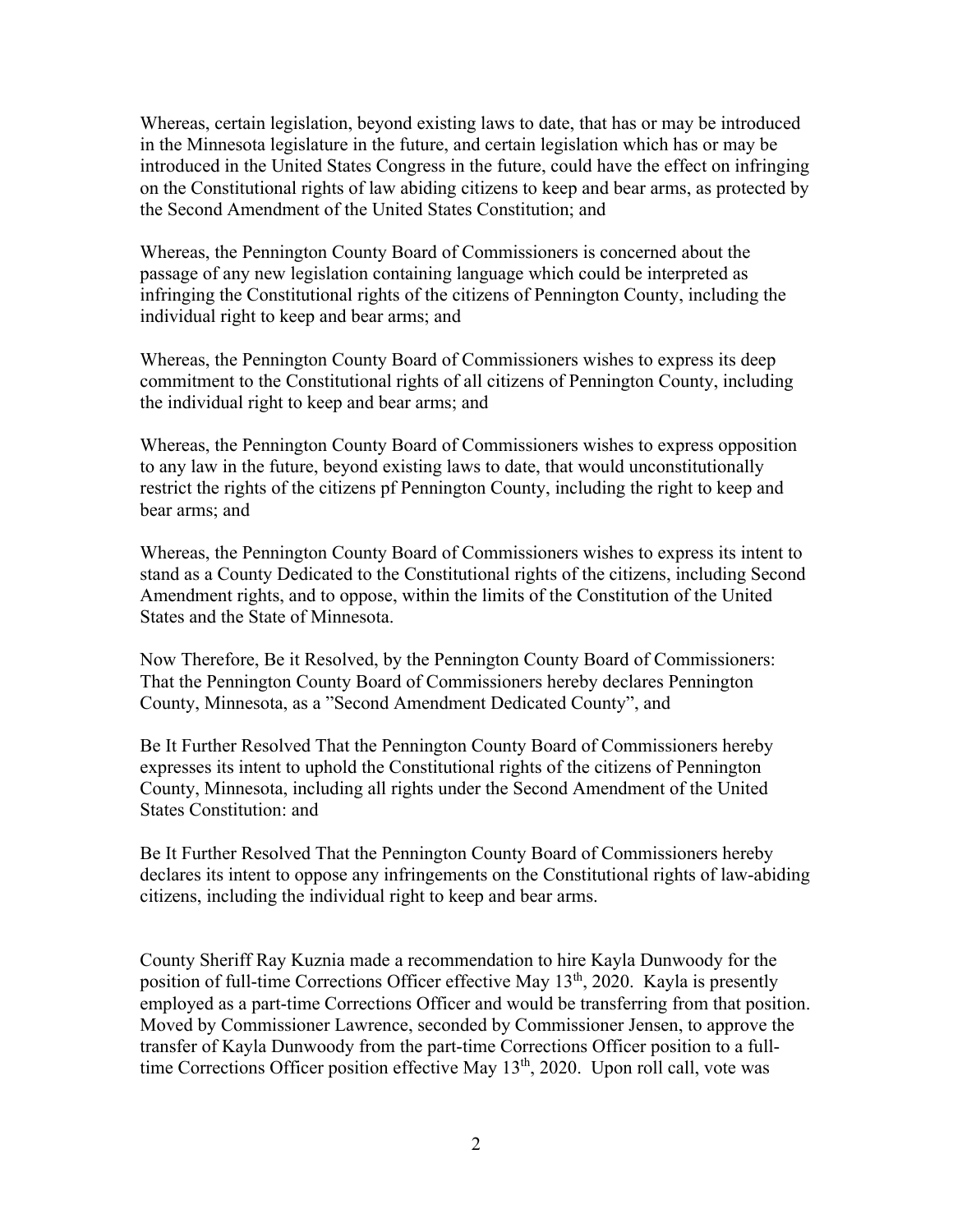Whereas, certain legislation, beyond existing laws to date, that has or may be introduced in the Minnesota legislature in the future, and certain legislation which has or may be introduced in the United States Congress in the future, could have the effect on infringing on the Constitutional rights of law abiding citizens to keep and bear arms, as protected by the Second Amendment of the United States Constitution; and

Whereas, the Pennington County Board of Commissioners is concerned about the passage of any new legislation containing language which could be interpreted as infringing the Constitutional rights of the citizens of Pennington County, including the individual right to keep and bear arms; and

Whereas, the Pennington County Board of Commissioners wishes to express its deep commitment to the Constitutional rights of all citizens of Pennington County, including the individual right to keep and bear arms; and

Whereas, the Pennington County Board of Commissioners wishes to express opposition to any law in the future, beyond existing laws to date, that would unconstitutionally restrict the rights of the citizens pf Pennington County, including the right to keep and bear arms; and

Whereas, the Pennington County Board of Commissioners wishes to express its intent to stand as a County Dedicated to the Constitutional rights of the citizens, including Second Amendment rights, and to oppose, within the limits of the Constitution of the United States and the State of Minnesota.

Now Therefore, Be it Resolved, by the Pennington County Board of Commissioners: That the Pennington County Board of Commissioners hereby declares Pennington County, Minnesota, as a "Second Amendment Dedicated County", and

Be It Further Resolved That the Pennington County Board of Commissioners hereby expresses its intent to uphold the Constitutional rights of the citizens of Pennington County, Minnesota, including all rights under the Second Amendment of the United States Constitution: and

Be It Further Resolved That the Pennington County Board of Commissioners hereby declares its intent to oppose any infringements on the Constitutional rights of law-abiding citizens, including the individual right to keep and bear arms.

County Sheriff Ray Kuznia made a recommendation to hire Kayla Dunwoody for the position of full-time Corrections Officer effective May 13th, 2020. Kayla is presently employed as a part-time Corrections Officer and would be transferring from that position. Moved by Commissioner Lawrence, seconded by Commissioner Jensen, to approve the transfer of Kayla Dunwoody from the part-time Corrections Officer position to a full-time Corrections Officer position effective May 13th, 2020. Upon roll call, vote was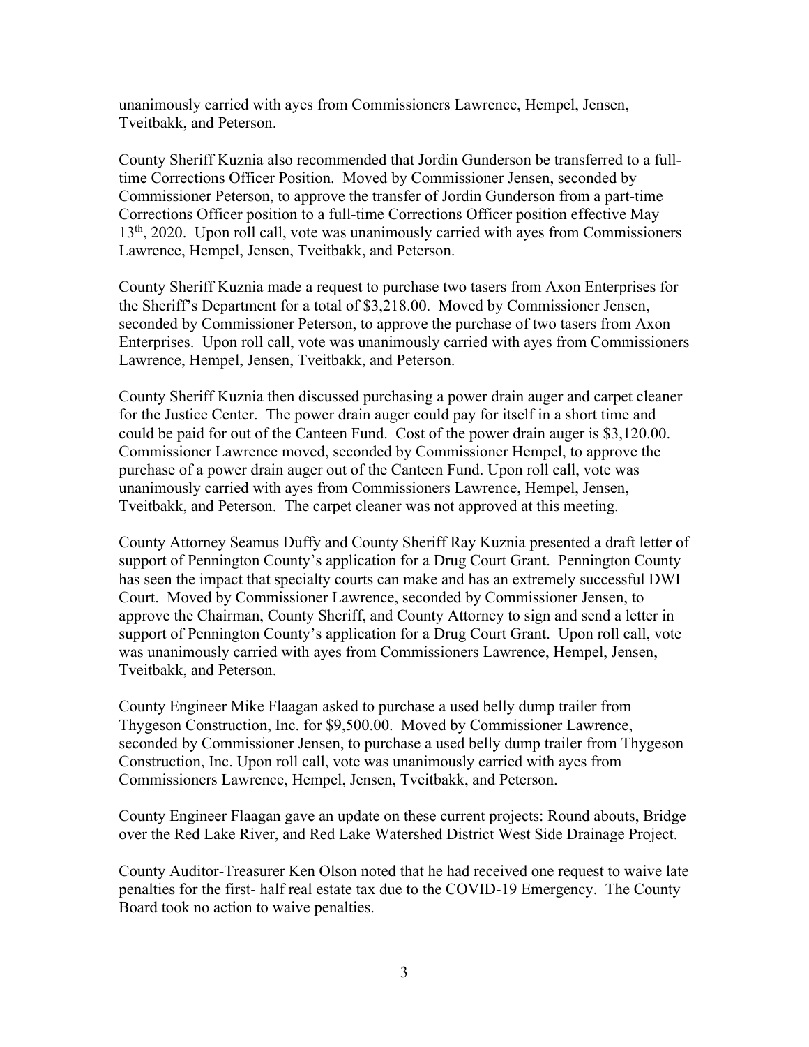unanimously carried with ayes from Commissioners Lawrence, Hempel, Jensen, Tveitbakk, and Peterson.

County Sheriff Kuznia also recommended that Jordin Gunderson be transferred to a full-time Corrections Officer Position. Moved by Commissioner Jensen, seconded by Commissioner Peterson, to approve the transfer of Jordin Gunderson from a part-time Corrections Officer position to a full-time Corrections Officer position effective May 13th, 2020. Upon roll call, vote was unanimously carried with ayes from Commissioners Lawrence, Hempel, Jensen, Tveitbakk, and Peterson.

County Sheriff Kuznia made a request to purchase two tasers from Axon Enterprises for the Sheriff's Department for a total of $3,218.00. Moved by Commissioner Jensen, seconded by Commissioner Peterson, to approve the purchase of two tasers from Axon Enterprises. Upon roll call, vote was unanimously carried with ayes from Commissioners Lawrence, Hempel, Jensen, Tveitbakk, and Peterson.

County Sheriff Kuznia then discussed purchasing a power drain auger and carpet cleaner for the Justice Center. The power drain auger could pay for itself in a short time and could be paid for out of the Canteen Fund. Cost of the power drain auger is $3,120.00. Commissioner Lawrence moved, seconded by Commissioner Hempel, to approve the purchase of a power drain auger out of the Canteen Fund. Upon roll call, vote was unanimously carried with ayes from Commissioners Lawrence, Hempel, Jensen, Tveitbakk, and Peterson. The carpet cleaner was not approved at this meeting.

County Attorney Seamus Duffy and County Sheriff Ray Kuznia presented a draft letter of support of Pennington County's application for a Drug Court Grant. Pennington County has seen the impact that specialty courts can make and has an extremely successful DWI Court. Moved by Commissioner Lawrence, seconded by Commissioner Jensen, to approve the Chairman, County Sheriff, and County Attorney to sign and send a letter in support of Pennington County's application for a Drug Court Grant. Upon roll call, vote was unanimously carried with ayes from Commissioners Lawrence, Hempel, Jensen, Tveitbakk, and Peterson.

County Engineer Mike Flaagan asked to purchase a used belly dump trailer from Thygeson Construction, Inc. for $9,500.00. Moved by Commissioner Lawrence, seconded by Commissioner Jensen, to purchase a used belly dump trailer from Thygeson Construction, Inc. Upon roll call, vote was unanimously carried with ayes from Commissioners Lawrence, Hempel, Jensen, Tveitbakk, and Peterson.

County Engineer Flaagan gave an update on these current projects: Round abouts, Bridge over the Red Lake River, and Red Lake Watershed District West Side Drainage Project.

County Auditor-Treasurer Ken Olson noted that he had received one request to waive late penalties for the first- half real estate tax due to the COVID-19 Emergency. The County Board took no action to waive penalties.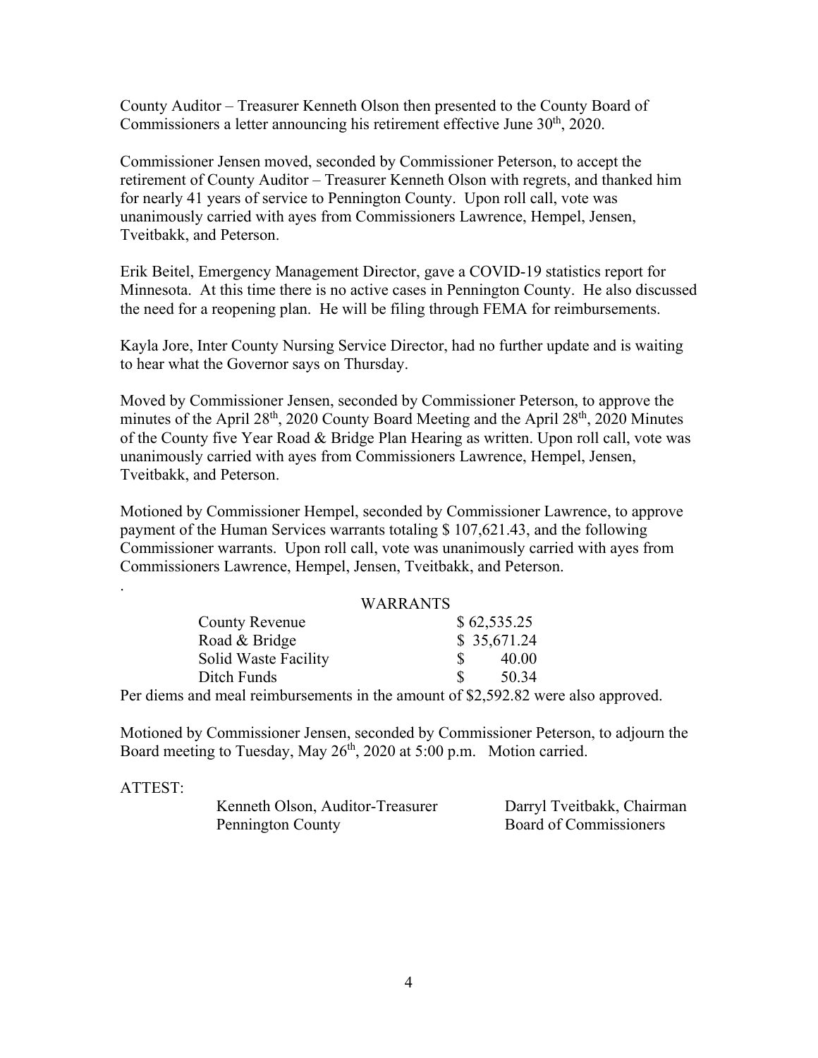County Auditor – Treasurer Kenneth Olson then presented to the County Board of Commissioners a letter announcing his retirement effective June 30th, 2020.

Commissioner Jensen moved, seconded by Commissioner Peterson, to accept the retirement of County Auditor – Treasurer Kenneth Olson with regrets, and thanked him for nearly 41 years of service to Pennington County. Upon roll call, vote was unanimously carried with ayes from Commissioners Lawrence, Hempel, Jensen, Tveitbakk, and Peterson.

Erik Beitel, Emergency Management Director, gave a COVID-19 statistics report for Minnesota. At this time there is no active cases in Pennington County. He also discussed the need for a reopening plan. He will be filing through FEMA for reimbursements.

Kayla Jore, Inter County Nursing Service Director, had no further update and is waiting to hear what the Governor says on Thursday.

Moved by Commissioner Jensen, seconded by Commissioner Peterson, to approve the minutes of the April 28th, 2020 County Board Meeting and the April 28th, 2020 Minutes of the County five Year Road & Bridge Plan Hearing as written. Upon roll call, vote was unanimously carried with ayes from Commissioners Lawrence, Hempel, Jensen, Tveitbakk, and Peterson.

Motioned by Commissioner Hempel, seconded by Commissioner Lawrence, to approve payment of the Human Services warrants totaling $ 107,621.43, and the following Commissioner warrants. Upon roll call, vote was unanimously carried with ayes from Commissioners Lawrence, Hempel, Jensen, Tveitbakk, and Peterson.

.

WARRANTS

| | |
|---|---|
| County Revenue | $ 62,535.25 |
| Road & Bridge | $ 35,671.24 |
| Solid Waste Facility | $ 40.00 |
| Ditch Funds | $ 50.34 |

Per diems and meal reimbursements in the amount of $2,592.82 were also approved.

Motioned by Commissioner Jensen, seconded by Commissioner Peterson, to adjourn the Board meeting to Tuesday, May 26th, 2020 at 5:00 p.m. Motion carried.

ATTEST:

Kenneth Olson, Auditor-Treasurer
Pennington County

Darryl Tveitbakk, Chairman
Board of Commissioners